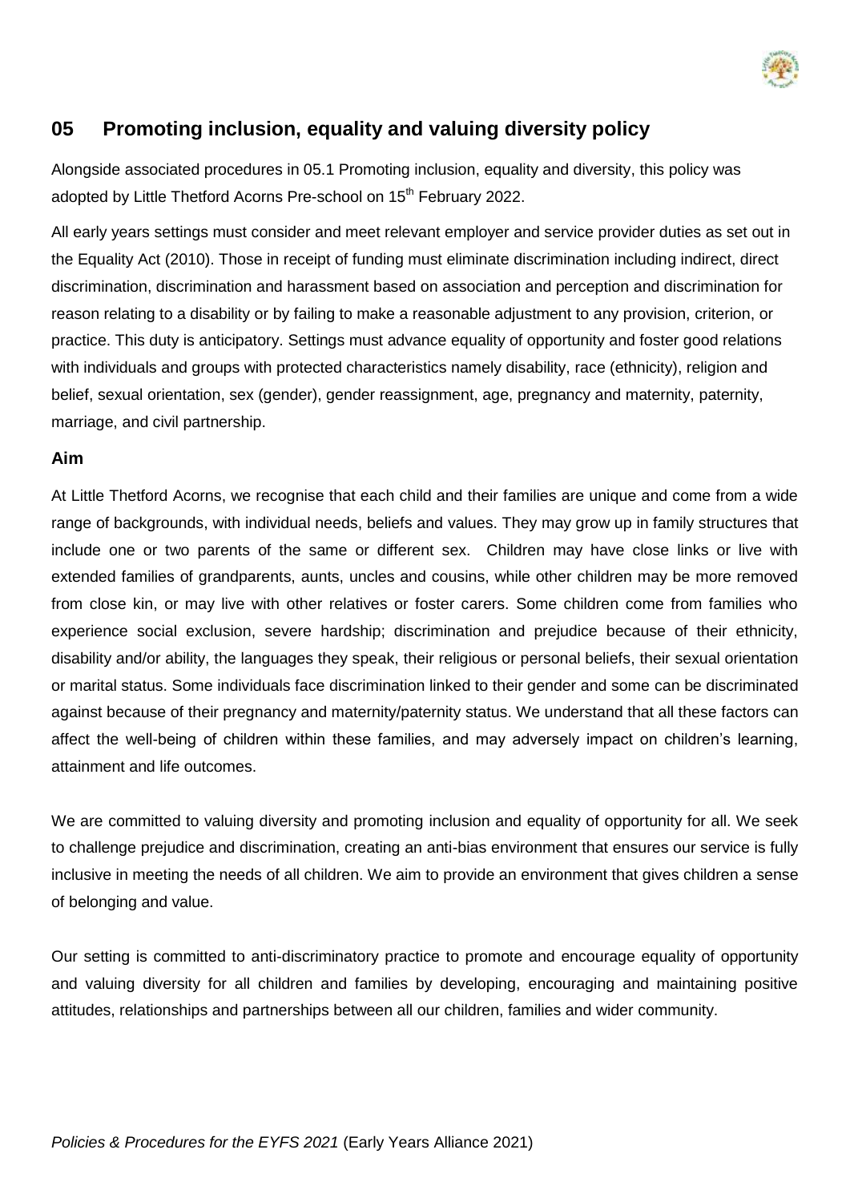## 05 Promoting inclusion, equality and valuing diversity policy

Alongside associated procedures in 05.1 Promoting inclusion, equality and diversity, this policy was adopted by Little Thetford Acorns Pre-school on 15th February 2022.

All early years settings must consider and meet relevant employer and service provider duties as set out in the Equality Act (2010). Those in receipt of funding must eliminate discrimination including indirect, direct discrimination, discrimination and harassment based on association and perception and discrimination for reason relating to a disability or by failing to make a reasonable adjustment to any provision, criterion, or practice. This duty is anticipatory. Settings must advance equality of opportunity and foster good relations with individuals and groups with protected characteristics namely disability, race (ethnicity), religion and belief, sexual orientation, sex (gender), gender reassignment, age, pregnancy and maternity, paternity, marriage, and civil partnership.

### Aim

At Little Thetford Acorns, we recognise that each child and their families are unique and come from a wide range of backgrounds, with individual needs, beliefs and values. They may grow up in family structures that include one or two parents of the same or different sex. Children may have close links or live with extended families of grandparents, aunts, uncles and cousins, while other children may be more removed from close kin, or may live with other relatives or foster carers. Some children come from families who experience social exclusion, severe hardship; discrimination and prejudice because of their ethnicity, disability and/or ability, the languages they speak, their religious or personal beliefs, their sexual orientation or marital status. Some individuals face discrimination linked to their gender and some can be discriminated against because of their pregnancy and maternity/paternity status. We understand that all these factors can affect the well-being of children within these families, and may adversely impact on children's learning, attainment and life outcomes.

We are committed to valuing diversity and promoting inclusion and equality of opportunity for all. We seek to challenge prejudice and discrimination, creating an anti-bias environment that ensures our service is fully inclusive in meeting the needs of all children. We aim to provide an environment that gives children a sense of belonging and value.

Our setting is committed to anti-discriminatory practice to promote and encourage equality of opportunity and valuing diversity for all children and families by developing, encouraging and maintaining positive attitudes, relationships and partnerships between all our children, families and wider community.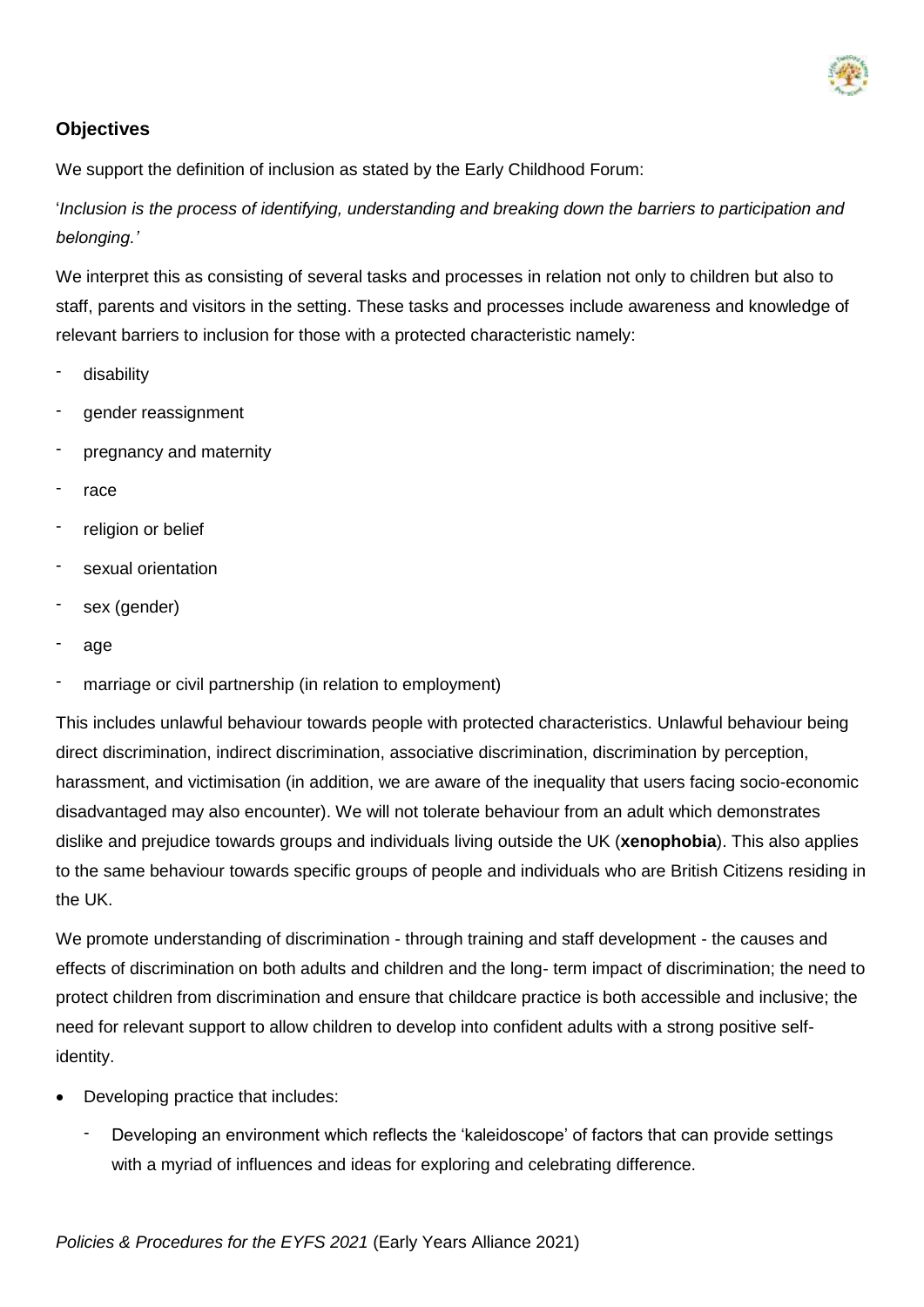### Objectives

We support the definition of inclusion as stated by the Early Childhood Forum:

'*Inclusion is the process of identifying, understanding and breaking down the barriers to participation and belonging.'*

We interpret this as consisting of several tasks and processes in relation not only to children but also to staff, parents and visitors in the setting. These tasks and processes include awareness and knowledge of relevant barriers to inclusion for those with a protected characteristic namely:

- disability
- gender reassignment
- pregnancy and maternity
- race
- religion or belief
- sexual orientation
- sex (gender)
- age
- marriage or civil partnership (in relation to employment)

This includes unlawful behaviour towards people with protected characteristics. Unlawful behaviour being direct discrimination, indirect discrimination, associative discrimination, discrimination by perception, harassment, and victimisation (in addition, we are aware of the inequality that users facing socio-economic disadvantaged may also encounter). We will not tolerate behaviour from an adult which demonstrates dislike and prejudice towards groups and individuals living outside the UK (**xenophobia**). This also applies to the same behaviour towards specific groups of people and individuals who are British Citizens residing in the UK.

We promote understanding of discrimination - through training and staff development - the causes and effects of discrimination on both adults and children and the long- term impact of discrimination; the need to protect children from discrimination and ensure that childcare practice is both accessible and inclusive; the need for relevant support to allow children to develop into confident adults with a strong positive self-identity.

- Developing practice that includes:
  - Developing an environment which reflects the 'kaleidoscope' of factors that can provide settings with a myriad of influences and ideas for exploring and celebrating difference.

*Policies & Procedures for the EYFS 2021* (Early Years Alliance 2021)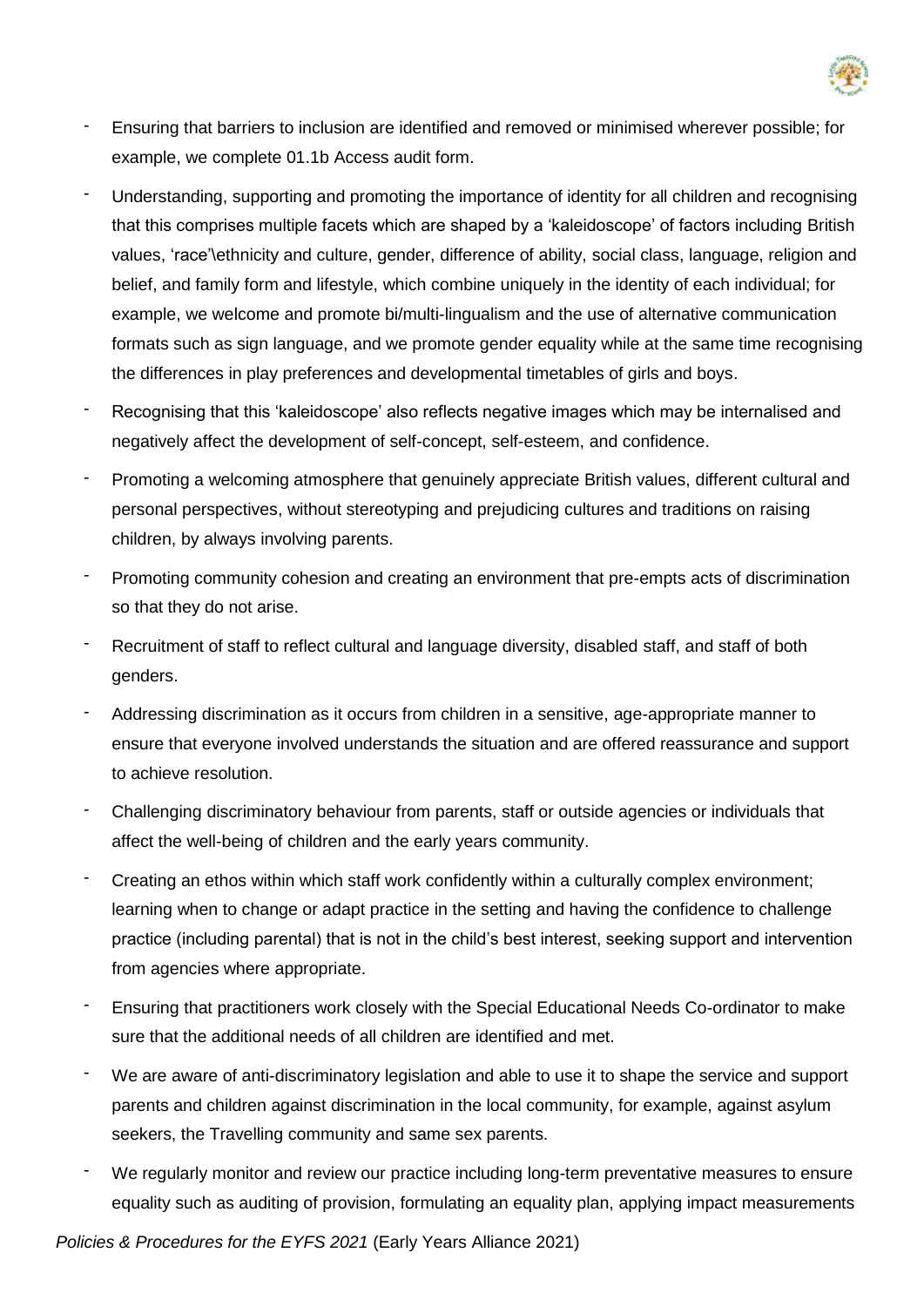- Ensuring that barriers to inclusion are identified and removed or minimised wherever possible; for example, we complete 01.1b Access audit form.
- Understanding, supporting and promoting the importance of identity for all children and recognising that this comprises multiple facets which are shaped by a 'kaleidoscope' of factors including British values, 'race'\ethnicity and culture, gender, difference of ability, social class, language, religion and belief, and family form and lifestyle, which combine uniquely in the identity of each individual; for example, we welcome and promote bi/multi-lingualism and the use of alternative communication formats such as sign language, and we promote gender equality while at the same time recognising the differences in play preferences and developmental timetables of girls and boys.
- Recognising that this 'kaleidoscope' also reflects negative images which may be internalised and negatively affect the development of self-concept, self-esteem, and confidence.
- Promoting a welcoming atmosphere that genuinely appreciate British values, different cultural and personal perspectives, without stereotyping and prejudicing cultures and traditions on raising children, by always involving parents.
- Promoting community cohesion and creating an environment that pre-empts acts of discrimination so that they do not arise.
- Recruitment of staff to reflect cultural and language diversity, disabled staff, and staff of both genders.
- Addressing discrimination as it occurs from children in a sensitive, age-appropriate manner to ensure that everyone involved understands the situation and are offered reassurance and support to achieve resolution.
- Challenging discriminatory behaviour from parents, staff or outside agencies or individuals that affect the well-being of children and the early years community.
- Creating an ethos within which staff work confidently within a culturally complex environment; learning when to change or adapt practice in the setting and having the confidence to challenge practice (including parental) that is not in the child's best interest, seeking support and intervention from agencies where appropriate.
- Ensuring that practitioners work closely with the Special Educational Needs Co-ordinator to make sure that the additional needs of all children are identified and met.
- We are aware of anti-discriminatory legislation and able to use it to shape the service and support parents and children against discrimination in the local community, for example, against asylum seekers, the Travelling community and same sex parents.
- We regularly monitor and review our practice including long-term preventative measures to ensure equality such as auditing of provision, formulating an equality plan, applying impact measurements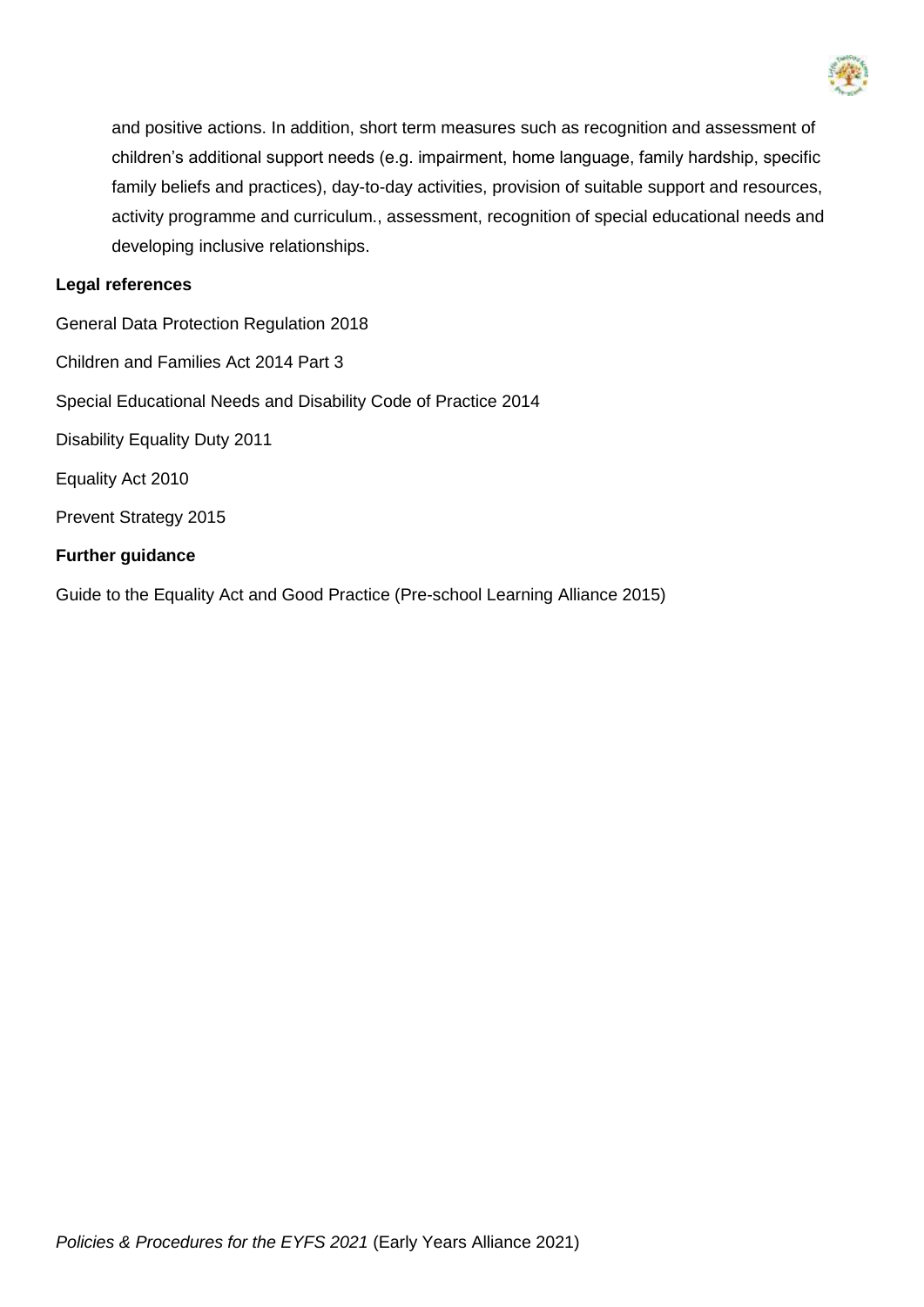and positive actions. In addition, short term measures such as recognition and assessment of children's additional support needs (e.g. impairment, home language, family hardship, specific family beliefs and practices), day-to-day activities, provision of suitable support and resources, activity programme and curriculum., assessment, recognition of special educational needs and developing inclusive relationships.

**Legal references**

General Data Protection Regulation 2018

Children and Families Act 2014 Part 3

Special Educational Needs and Disability Code of Practice 2014

Disability Equality Duty 2011

Equality Act 2010

Prevent Strategy 2015

**Further guidance**

Guide to the Equality Act and Good Practice (Pre-school Learning Alliance 2015)